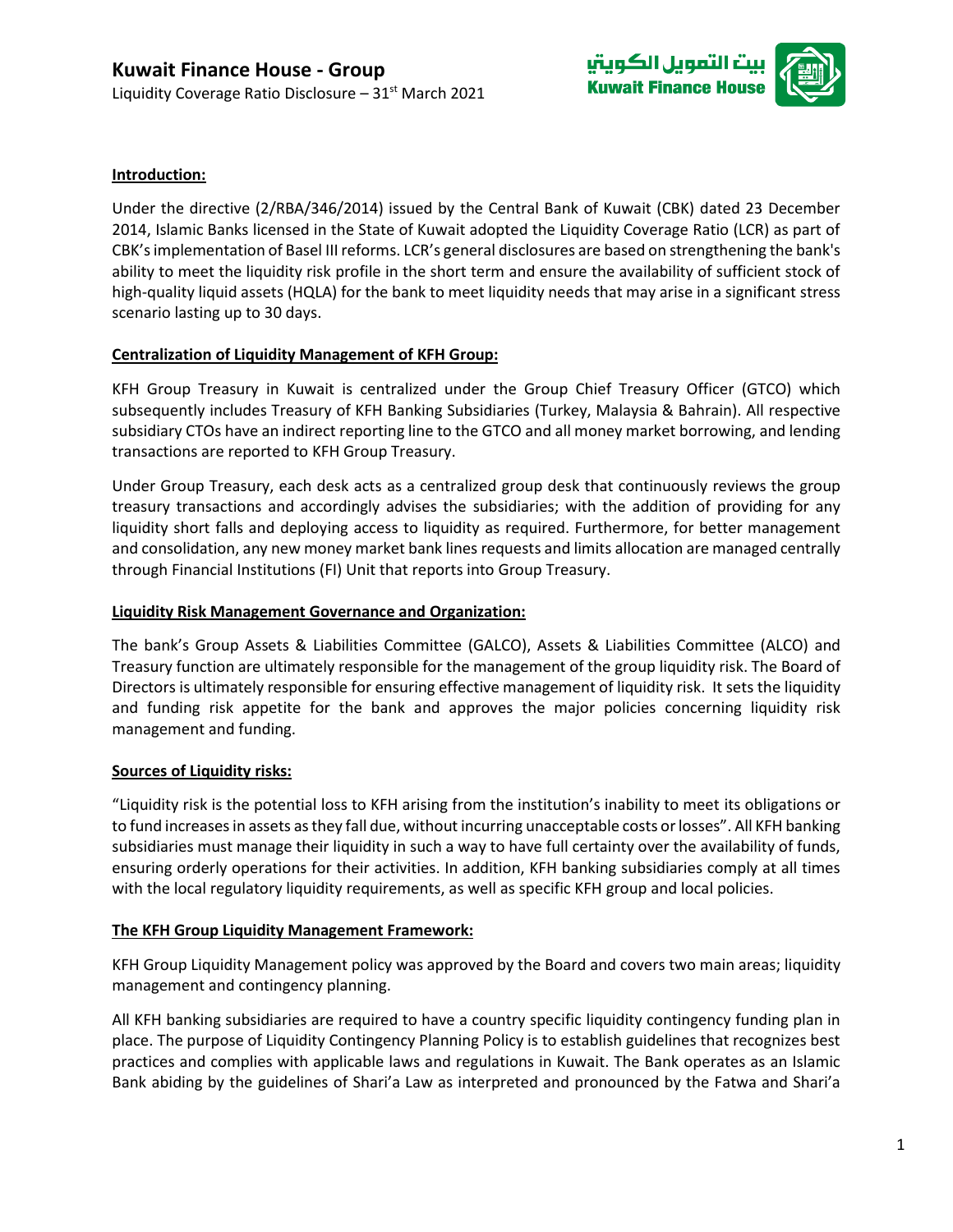# Kuwait Finance House - Group

Liquidity Coverage Ratio Disclosure – 31st March 2021

## Introduction:

Under the directive (2/RBA/346/2014) issued by the Central Bank of Kuwait (CBK) dated 23 December 2014, Islamic Banks licensed in the State of Kuwait adopted the Liquidity Coverage Ratio (LCR) as part of CBK's implementation of Basel III reforms. LCR's general disclosures are based on strengthening the bank's ability to meet the liquidity risk profile in the short term and ensure the availability of sufficient stock of high-quality liquid assets (HQLA) for the bank to meet liquidity needs that may arise in a significant stress scenario lasting up to 30 days.

## Centralization of Liquidity Management of KFH Group:

KFH Group Treasury in Kuwait is centralized under the Group Chief Treasury Officer (GTCO) which subsequently includes Treasury of KFH Banking Subsidiaries (Turkey, Malaysia & Bahrain). All respective subsidiary CTOs have an indirect reporting line to the GTCO and all money market borrowing, and lending transactions are reported to KFH Group Treasury.

Under Group Treasury, each desk acts as a centralized group desk that continuously reviews the group treasury transactions and accordingly advises the subsidiaries; with the addition of providing for any liquidity short falls and deploying access to liquidity as required. Furthermore, for better management and consolidation, any new money market bank lines requests and limits allocation are managed centrally through Financial Institutions (FI) Unit that reports into Group Treasury.

## Liquidity Risk Management Governance and Organization:

The bank's Group Assets & Liabilities Committee (GALCO), Assets & Liabilities Committee (ALCO) and Treasury function are ultimately responsible for the management of the group liquidity risk. The Board of Directors is ultimately responsible for ensuring effective management of liquidity risk. It sets the liquidity and funding risk appetite for the bank and approves the major policies concerning liquidity risk management and funding.

## Sources of Liquidity risks:

"Liquidity risk is the potential loss to KFH arising from the institution's inability to meet its obligations or to fund increases in assets as they fall due, without incurring unacceptable costs or losses". All KFH banking subsidiaries must manage their liquidity in such a way to have full certainty over the availability of funds, ensuring orderly operations for their activities. In addition, KFH banking subsidiaries comply at all times with the local regulatory liquidity requirements, as well as specific KFH group and local policies.

## The KFH Group Liquidity Management Framework:

KFH Group Liquidity Management policy was approved by the Board and covers two main areas; liquidity management and contingency planning.

All KFH banking subsidiaries are required to have a country specific liquidity contingency funding plan in place. The purpose of Liquidity Contingency Planning Policy is to establish guidelines that recognizes best practices and complies with applicable laws and regulations in Kuwait. The Bank operates as an Islamic Bank abiding by the guidelines of Shari'a Law as interpreted and pronounced by the Fatwa and Shari'a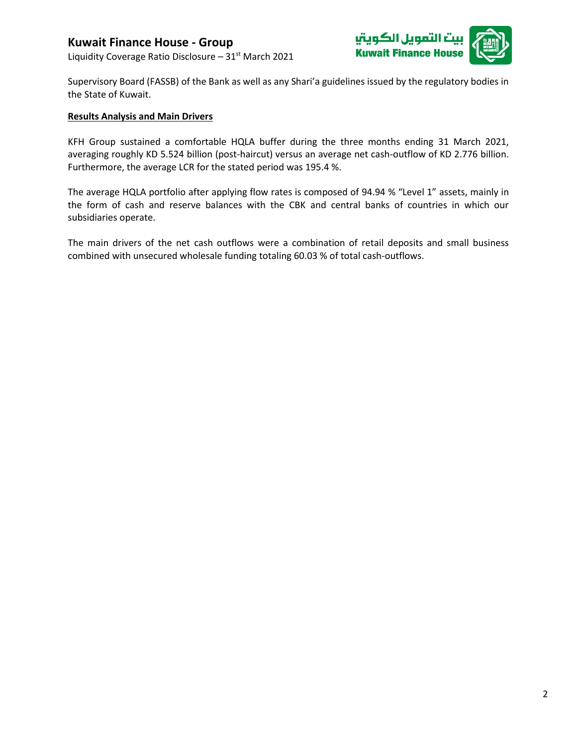Supervisory Board (FASSB) of the Bank as well as any Shari'a guidelines issued by the regulatory bodies in the State of Kuwait.

**Results Analysis and Main Drivers**

KFH Group sustained a comfortable HQLA buffer during the three months ending 31 March 2021, averaging roughly KD 5.524 billion (post-haircut) versus an average net cash-outflow of KD 2.776 billion. Furthermore, the average LCR for the stated period was 195.4 %.

The average HQLA portfolio after applying flow rates is composed of 94.94 % "Level 1" assets, mainly in the form of cash and reserve balances with the CBK and central banks of countries in which our subsidiaries operate.

The main drivers of the net cash outflows were a combination of retail deposits and small business combined with unsecured wholesale funding totaling 60.03 % of total cash-outflows.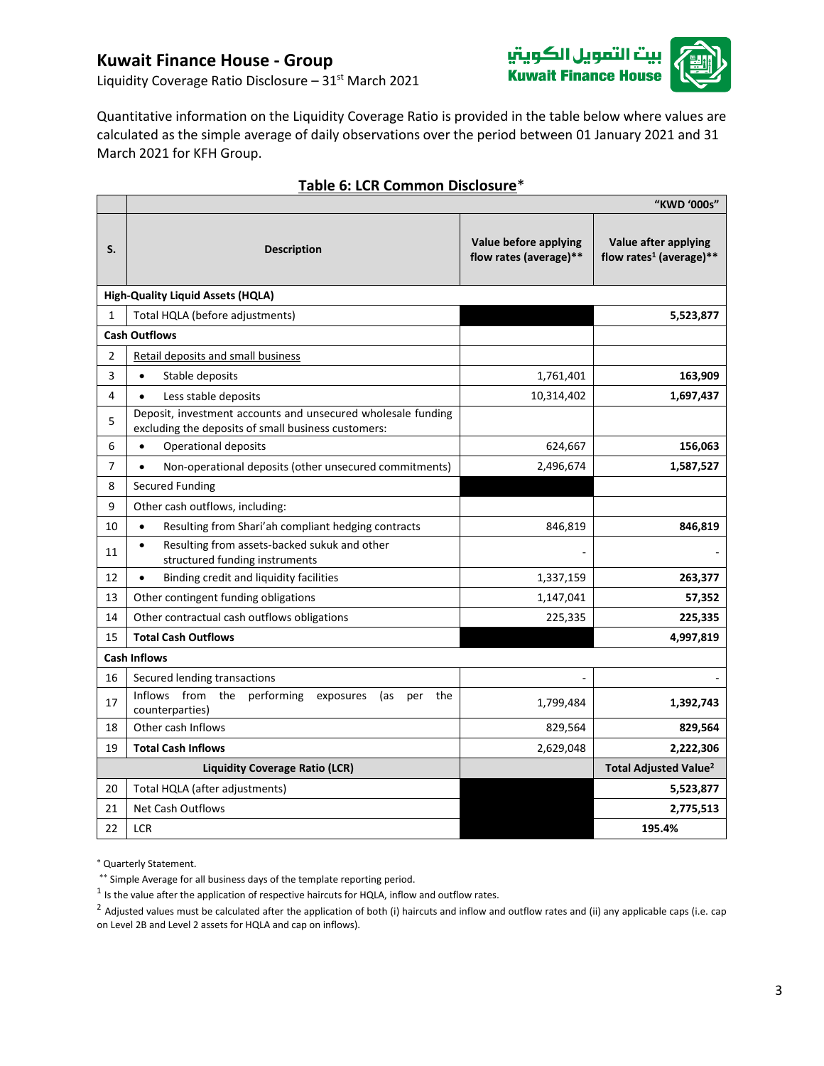# Kuwait Finance House - Group

Liquidity Coverage Ratio Disclosure – 31st March 2021

Quantitative information on the Liquidity Coverage Ratio is provided in the table below where values are calculated as the simple average of daily observations over the period between 01 January 2021 and 31 March 2021 for KFH Group.

## Table 6: LCR Common Disclosure*

| S. | Description | Value before applying flow rates (average)** | Value after applying flow rates[1] (average)** |
|---|---|---|---|
| | | | "KWD '000s" |
| **High-Quality Liquid Assets (HQLA)** | | | |
| 1 | Total HQLA (before adjustments) | | **5,523,877** |
| **Cash Outflows** | | | |
| 2 | Retail deposits and small business | | |
| 3 | • Stable deposits | 1,761,401 | **163,909** |
| 4 | • Less stable deposits | 10,314,402 | **1,697,437** |
| 5 | Deposit, investment accounts and unsecured wholesale funding excluding the deposits of small business customers: | | |
| 6 | • Operational deposits | 624,667 | **156,063** |
| 7 | • Non-operational deposits (other unsecured commitments) | 2,496,674 | **1,587,527** |
| 8 | Secured Funding | | |
| 9 | Other cash outflows, including: | | |
| 10 | • Resulting from Shari'ah compliant hedging contracts | 846,819 | **846,819** |
| 11 | • Resulting from assets-backed sukuk and other structured funding instruments | - | - |
| 12 | • Binding credit and liquidity facilities | 1,337,159 | **263,377** |
| 13 | Other contingent funding obligations | 1,147,041 | **57,352** |
| 14 | Other contractual cash outflows obligations | 225,335 | **225,335** |
| 15 | **Total Cash Outflows** | | **4,997,819** |
| **Cash Inflows** | | | |
| 16 | Secured lending transactions | - | - |
| 17 | Inflows from the performing exposures (as per the counterparties) | 1,799,484 | **1,392,743** |
| 18 | Other cash Inflows | 829,564 | **829,564** |
| 19 | **Total Cash Inflows** | 2,629,048 | **2,222,306** |
| **Liquidity Coverage Ratio (LCR)** | | | **Total Adjusted Value[2]** |
| 20 | Total HQLA (after adjustments) | | **5,523,877** |
| 21 | Net Cash Outflows | | **2,775,513** |
| 22 | LCR | | **195.4%** |

\* Quarterly Statement.

\*\* Simple Average for all business days of the template reporting period.

[1] Is the value after the application of respective haircuts for HQLA, inflow and outflow rates.

[2] Adjusted values must be calculated after the application of both (i) haircuts and inflow and outflow rates and (ii) any applicable caps (i.e. cap on Level 2B and Level 2 assets for HQLA and cap on inflows).